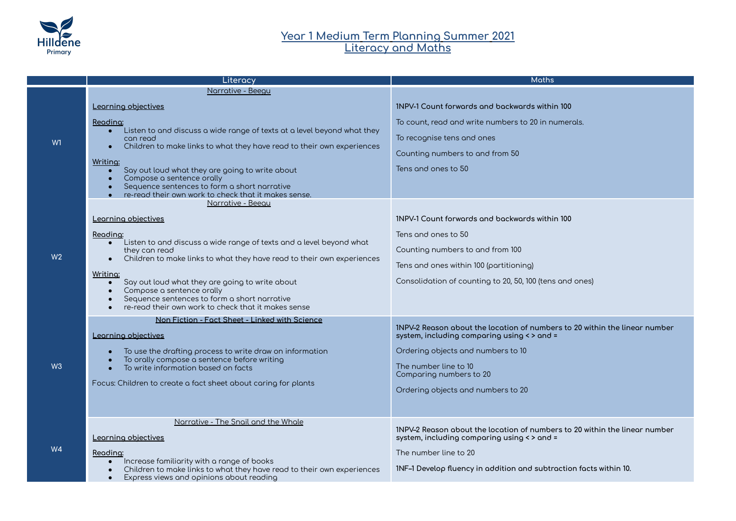# Year 1 Medium Term Planning Summer 2021
## Literacy and Maths

| | Literacy | Maths |
|---|---|---|
| W1 | Narrative - Beegu<br><br>Learning objectives<br><br>Reading:<br>• Listen to and discuss a wide range of texts at a level beyond what they can read<br>• Children to make links to what they have read to their own experiences<br><br>Writing:<br>• Say out loud what they are going to write about<br>• Compose a sentence orally<br>• Sequence sentences to form a short narrative<br>• re-read their own work to check that it makes sense. | **1NPV-1 Count forwards and backwards within 100**<br><br>To count, read and write numbers to 20 in numerals.<br><br>To recognise tens and ones<br><br>Counting numbers to and from 50<br><br>Tens and ones to 50 |
| W2 | Narrative - Beegu<br><br>Learning objectives<br><br>Reading:<br>• Listen to and discuss a wide range of texts and a level beyond what they can read<br>• Children to make links to what they have read to their own experiences<br><br>Writing:<br>• Say out loud what they are going to write about<br>• Compose a sentence orally<br>• Sequence sentences to form a short narrative<br>• re-read their own work to check that it makes sense | **1NPV-1 Count forwards and backwards within 100**<br><br>Tens and ones to 50<br><br>Counting numbers to and from 100<br><br>Tens and ones within 100 (partitioning)<br><br>Consolidation of counting to 20, 50, 100 (tens and ones) |
| W3 | Non Fiction - Fact Sheet - Linked with Science<br><br>Learning objectives<br><br>• To use the drafting process to write draw on information<br>• To orally compose a sentence before writing<br>• To write information based on facts<br><br>Focus: Children to create a fact sheet about caring for plants | **1NPV-2 Reason about the location of numbers to 20 within the linear number system, including comparing using < > and =**<br><br>Ordering objects and numbers to 10<br><br>The number line to 10<br>Comparing numbers to 20<br><br>Ordering objects and numbers to 20 |
| W4 | Narrative - The Snail and the Whale<br><br>Learning objectives<br><br>Reading:<br>• Increase familiarity with a range of books<br>• Children to make links to what they have read to their own experiences<br>• Express views and opinions about reading | **1NPV-2 Reason about the location of numbers to 20 within the linear number system, including comparing using < > and =**<br><br>The number line to 20<br><br>**1NF-1 Develop fluency in addition and subtraction facts within 10.** |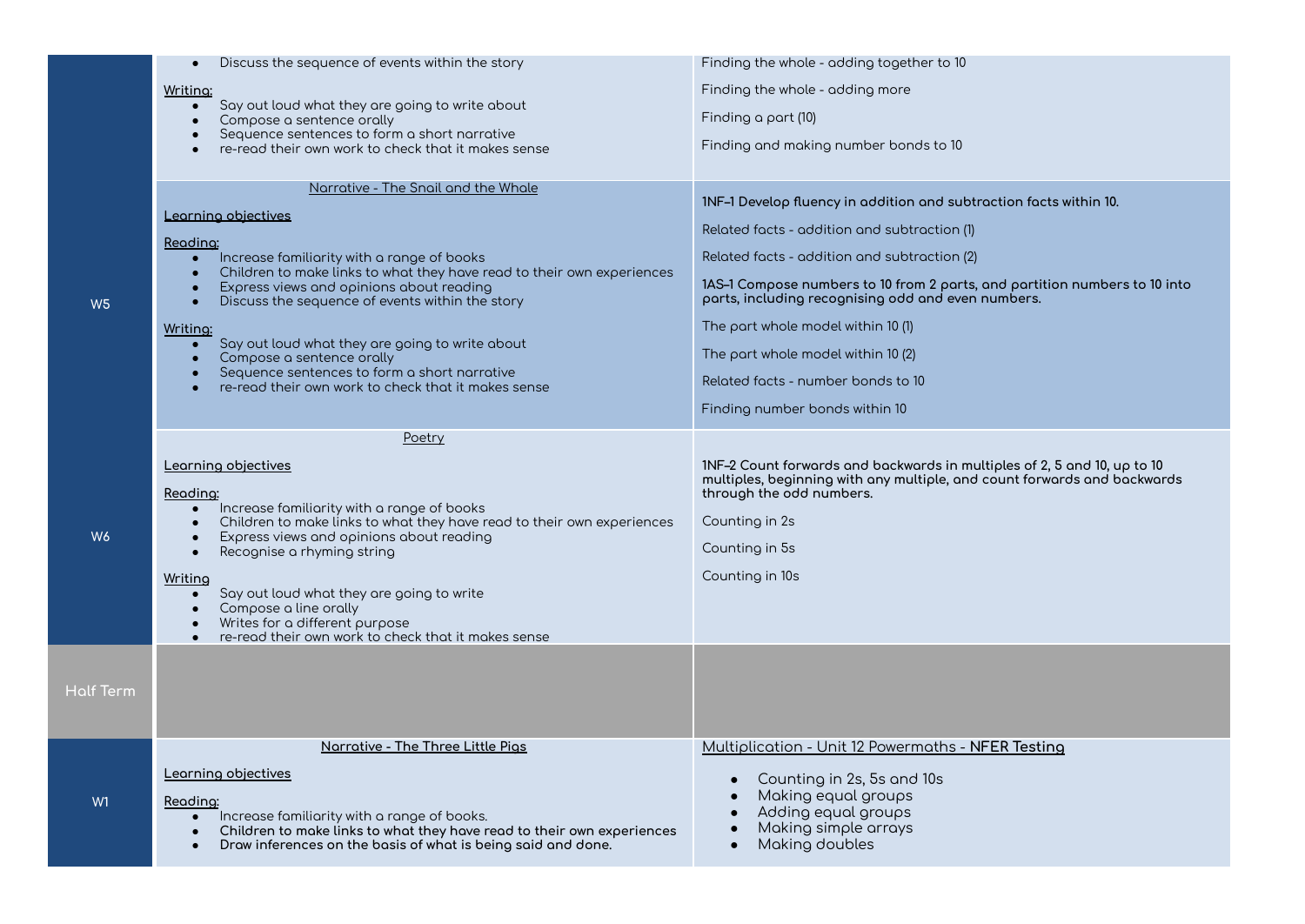| | | |
|---|---|---|
| | • Discuss the sequence of events within the story<br><br>Writing:<br>• Say out loud what they are going to write about<br>• Compose a sentence orally<br>• Sequence sentences to form a short narrative<br>• re-read their own work to check that it makes sense | Finding the whole - adding together to 10<br><br>Finding the whole - adding more<br><br>Finding a part (10)<br><br>Finding and making number bonds to 10 |
| W5 | Narrative - The Snail and the Whale<br><br>Learning objectives<br><br>Reading:<br>• Increase familiarity with a range of books<br>• Children to make links to what they have read to their own experiences<br>• Express views and opinions about reading<br>• Discuss the sequence of events within the story<br><br>Writing:<br>• Say out loud what they are going to write about<br>• Compose a sentence orally<br>• Sequence sentences to form a short narrative<br>• re-read their own work to check that it makes sense | **1NF–1 Develop fluency in addition and subtraction facts within 10.**<br><br>Related facts - addition and subtraction (1)<br><br>Related facts - addition and subtraction (2)<br><br>**1AS–1 Compose numbers to 10 from 2 parts, and partition numbers to 10 into parts, including recognising odd and even numbers.**<br><br>The part whole model within 10 (1)<br><br>The part whole model within 10 (2)<br><br>Related facts - number bonds to 10<br><br>Finding number bonds within 10 |
| W6 | Poetry<br><br>Learning objectives<br><br>Reading:<br>• Increase familiarity with a range of books<br>• Children to make links to what they have read to their own experiences<br>• Express views and opinions about reading<br>• Recognise a rhyming string<br><br>Writing<br>• Say out loud what they are going to write<br>• Compose a line orally<br>• Writes for a different purpose<br>• re-read their own work to check that it makes sense | **1NF–2 Count forwards and backwards in multiples of 2, 5 and 10, up to 10 multiples, beginning with any multiple, and count forwards and backwards through the odd numbers.**<br><br>Counting in 2s<br><br>Counting in 5s<br><br>Counting in 10s |
| Half Term | | |
| W1 | **Narrative - The Three Little Pigs**<br><br>Learning objectives<br><br>Reading:<br>• Increase familiarity with a range of books.<br>• **Children to make links to what they have read to their own experiences**<br>• **Draw inferences on the basis of what is being said and done.** | Multiplication - Unit 12 Powermaths - **NFER Testing**<br><br>• Counting in 2s, 5s and 10s<br>• Making equal groups<br>• Adding equal groups<br>• Making simple arrays<br>• Making doubles |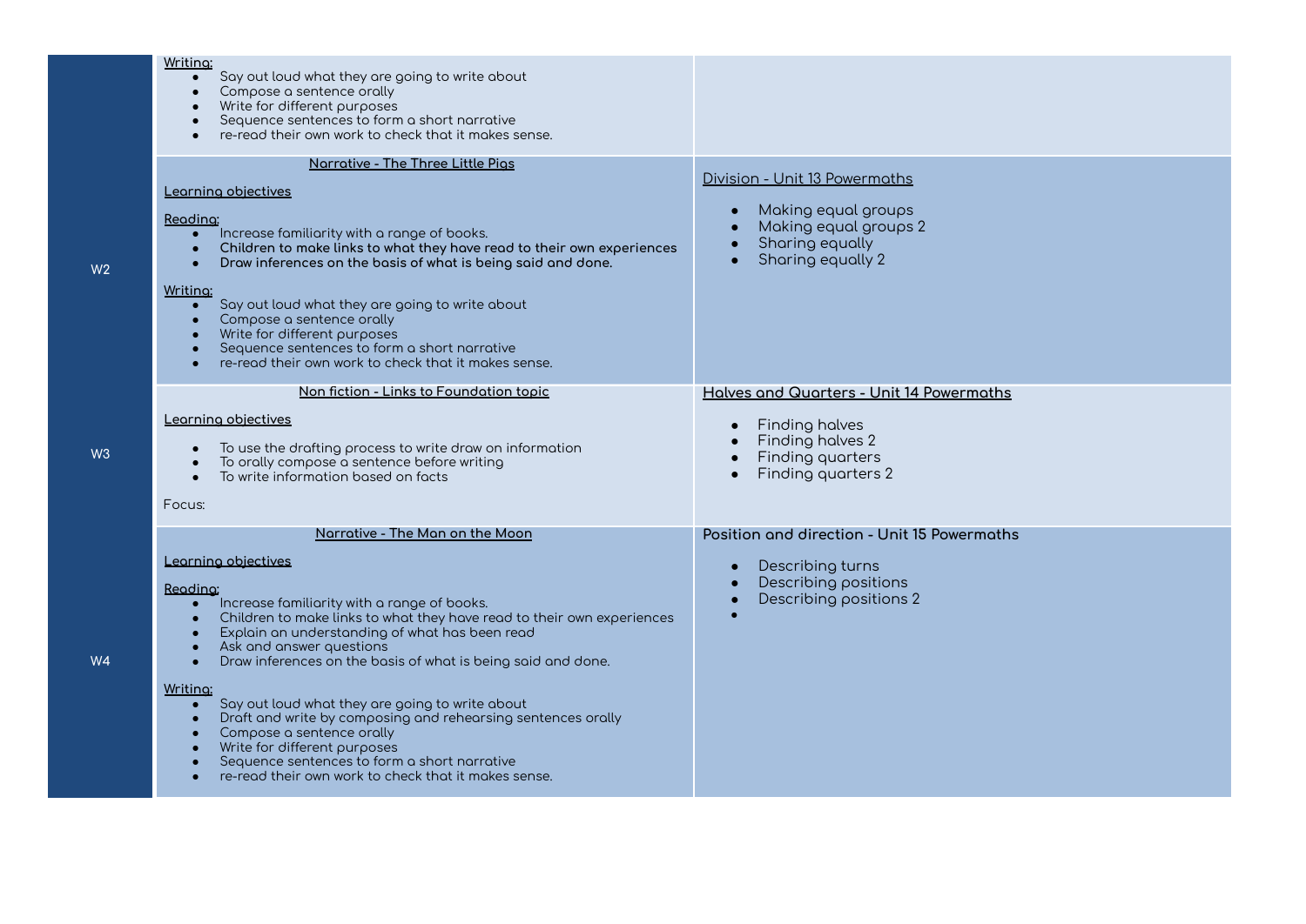| | | |
|---|---|---|
| | **Writing:**<br>• Say out loud what they are going to write about<br>• Compose a sentence orally<br>• Write for different purposes<br>• Sequence sentences to form a short narrative<br>• re-read their own work to check that it makes sense. | |
| W2 | **Narrative - The Three Little Pigs**<br><br>**Learning objectives**<br><br>**Reading:**<br>• Increase familiarity with a range of books.<br>• **Children to make links to what they have read to their own experiences**<br>• **Draw inferences on the basis of what is being said and done.**<br><br>**Writing:**<br>• Say out loud what they are going to write about<br>• Compose a sentence orally<br>• Write for different purposes<br>• Sequence sentences to form a short narrative<br>• re-read their own work to check that it makes sense. | **Division - Unit 13 Powermaths**<br><br>• Making equal groups<br>• Making equal groups 2<br>• Sharing equally<br>• Sharing equally 2 |
| W3 | **Non fiction - Links to Foundation topic**<br><br>**Learning objectives**<br><br>• To use the drafting process to write draw on information<br>• To orally compose a sentence before writing<br>• To write information based on facts<br><br>Focus: | **Halves and Quarters - Unit 14 Powermaths**<br><br>• Finding halves<br>• Finding halves 2<br>• Finding quarters<br>• Finding quarters 2 |
| W4 | **Narrative - The Man on the Moon**<br><br>**Learning objectives**<br><br>**Reading:**<br>• Increase familiarity with a range of books.<br>• Children to make links to what they have read to their own experiences<br>• Explain an understanding of what has been read<br>• Ask and answer questions<br>• Draw inferences on the basis of what is being said and done.<br><br>**Writing:**<br>• Say out loud what they are going to write about<br>• Draft and write by composing and rehearsing sentences orally<br>• Compose a sentence orally<br>• Write for different purposes<br>• Sequence sentences to form a short narrative<br>• re-read their own work to check that it makes sense. | **Position and direction - Unit 15 Powermaths**<br><br>• Describing turns<br>• Describing positions<br>• Describing positions 2<br>• |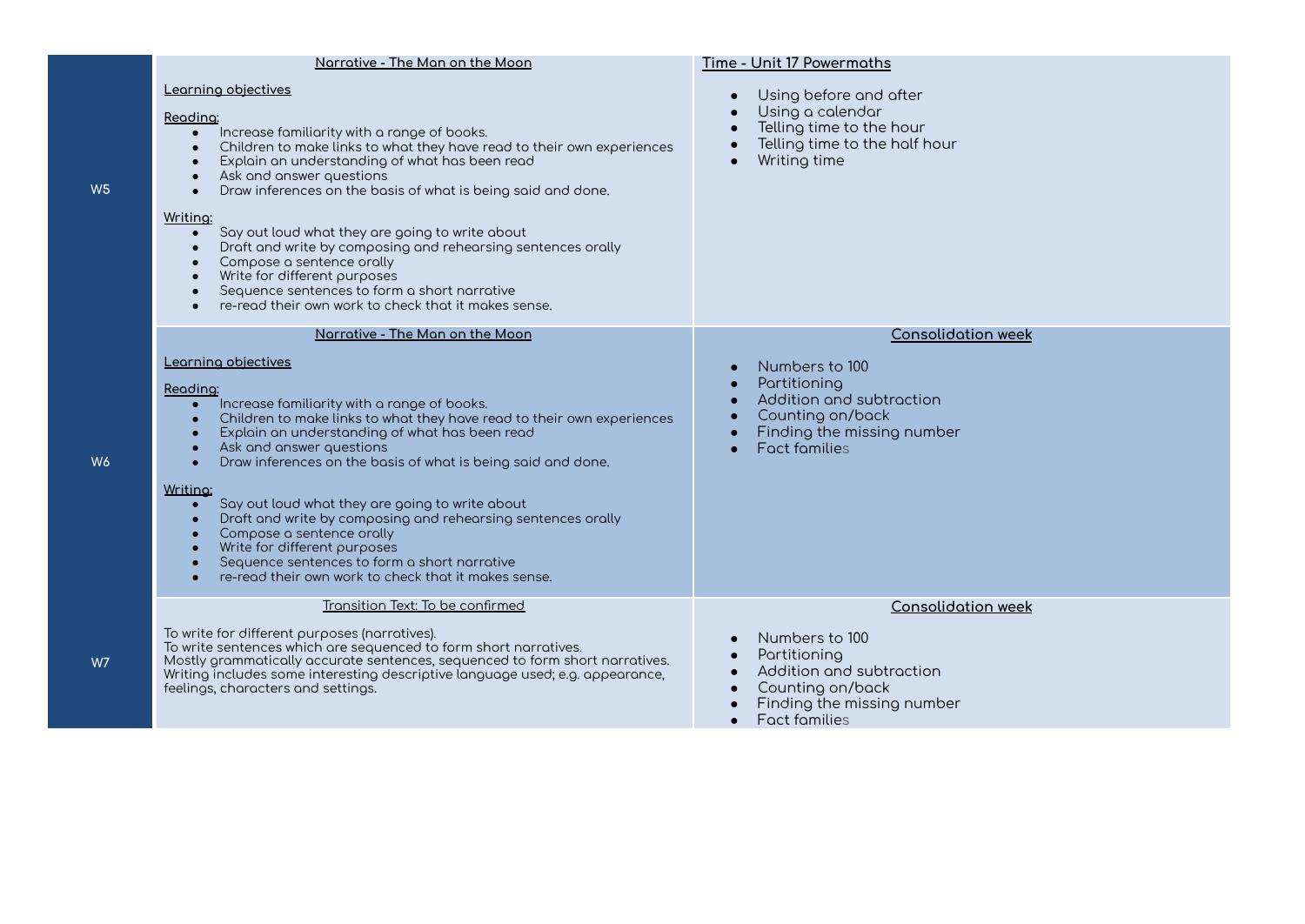| | | |
|---|---|---|
| W5 | **Narrative - The Man on the Moon**<br><br>**Learning objectives**<br><br>**Reading:**<br>• Increase familiarity with a range of books.<br>• Children to make links to what they have read to their own experiences<br>• Explain an understanding of what has been read<br>• Ask and answer questions<br>• Draw inferences on the basis of what is being said and done.<br><br>**Writing:**<br>• Say out loud what they are going to write about<br>• Draft and write by composing and rehearsing sentences orally<br>• Compose a sentence orally<br>• Write for different purposes<br>• Sequence sentences to form a short narrative<br>• re-read their own work to check that it makes sense. | **Time - Unit 17 Powermaths**<br><br>• Using before and after<br>• Using a calendar<br>• Telling time to the hour<br>• Telling time to the half hour<br>• Writing time |
| W6 | **Narrative - The Man on the Moon**<br><br>**Learning objectives**<br><br>**Reading:**<br>• Increase familiarity with a range of books.<br>• Children to make links to what they have read to their own experiences<br>• Explain an understanding of what has been read<br>• Ask and answer questions<br>• Draw inferences on the basis of what is being said and done.<br><br>**Writing:**<br>• Say out loud what they are going to write about<br>• Draft and write by composing and rehearsing sentences orally<br>• Compose a sentence orally<br>• Write for different purposes<br>• Sequence sentences to form a short narrative<br>• re-read their own work to check that it makes sense. | **Consolidation week**<br><br>• Numbers to 100<br>• Partitioning<br>• Addition and subtraction<br>• Counting on/back<br>• Finding the missing number<br>• Fact families |
| W7 | **Transition Text: To be confirmed**<br><br>To write for different purposes (narratives).<br>To write sentences which are sequenced to form short narratives.<br>Mostly grammatically accurate sentences, sequenced to form short narratives.<br>Writing includes some interesting descriptive language used; e.g. appearance, feelings, characters and settings. | **Consolidation week**<br><br>• Numbers to 100<br>• Partitioning<br>• Addition and subtraction<br>• Counting on/back<br>• Finding the missing number<br>• Fact families |